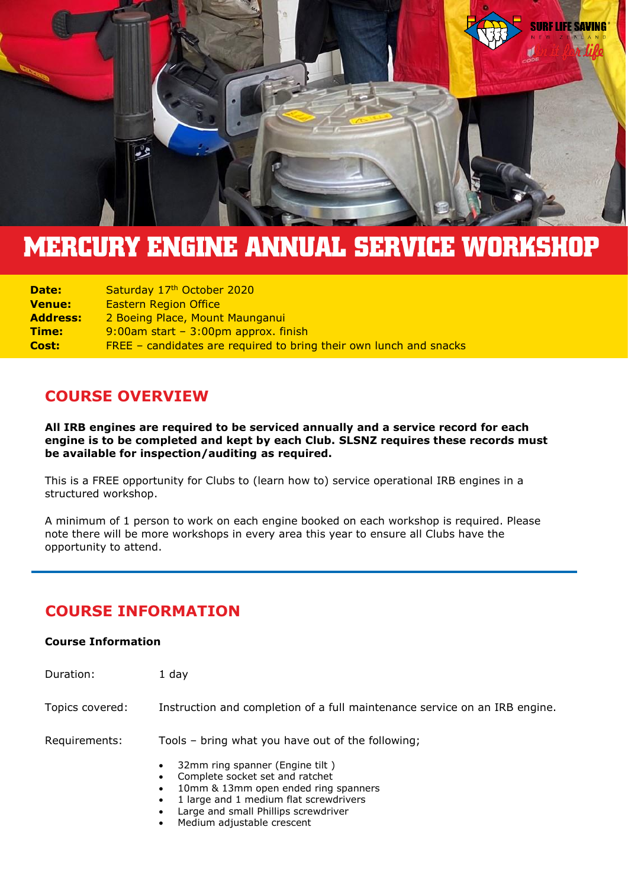# MERCURY ENGINE ANNUAL SERVICE WORKSHOP

| | |
|---|---|
| **Date:** | Saturday 17th October 2020 |
| **Venue:** | Eastern Region Office |
| **Address:** | 2 Boeing Place, Mount Maunganui |
| **Time:** | 9:00am start – 3:00pm approx. finish |
| **Cost:** | FREE – candidates are required to bring their own lunch and snacks |

## COURSE OVERVIEW

**All IRB engines are required to be serviced annually and a service record for each engine is to be completed and kept by each Club. SLSNZ requires these records must be available for inspection/auditing as required.**

This is a FREE opportunity for Clubs to (learn how to) service operational IRB engines in a structured workshop.

A minimum of 1 person to work on each engine booked on each workshop is required. Please note there will be more workshops in every area this year to ensure all Clubs have the opportunity to attend.

---

## COURSE INFORMATION

**Course Information**

Duration: 1 day

Topics covered: Instruction and completion of a full maintenance service on an IRB engine.

Requirements: Tools – bring what you have out of the following;

- 32mm ring spanner (Engine tilt )
- Complete socket set and ratchet
- 10mm & 13mm open ended ring spanners
- 1 large and 1 medium flat screwdrivers
- Large and small Phillips screwdriver
- Medium adjustable crescent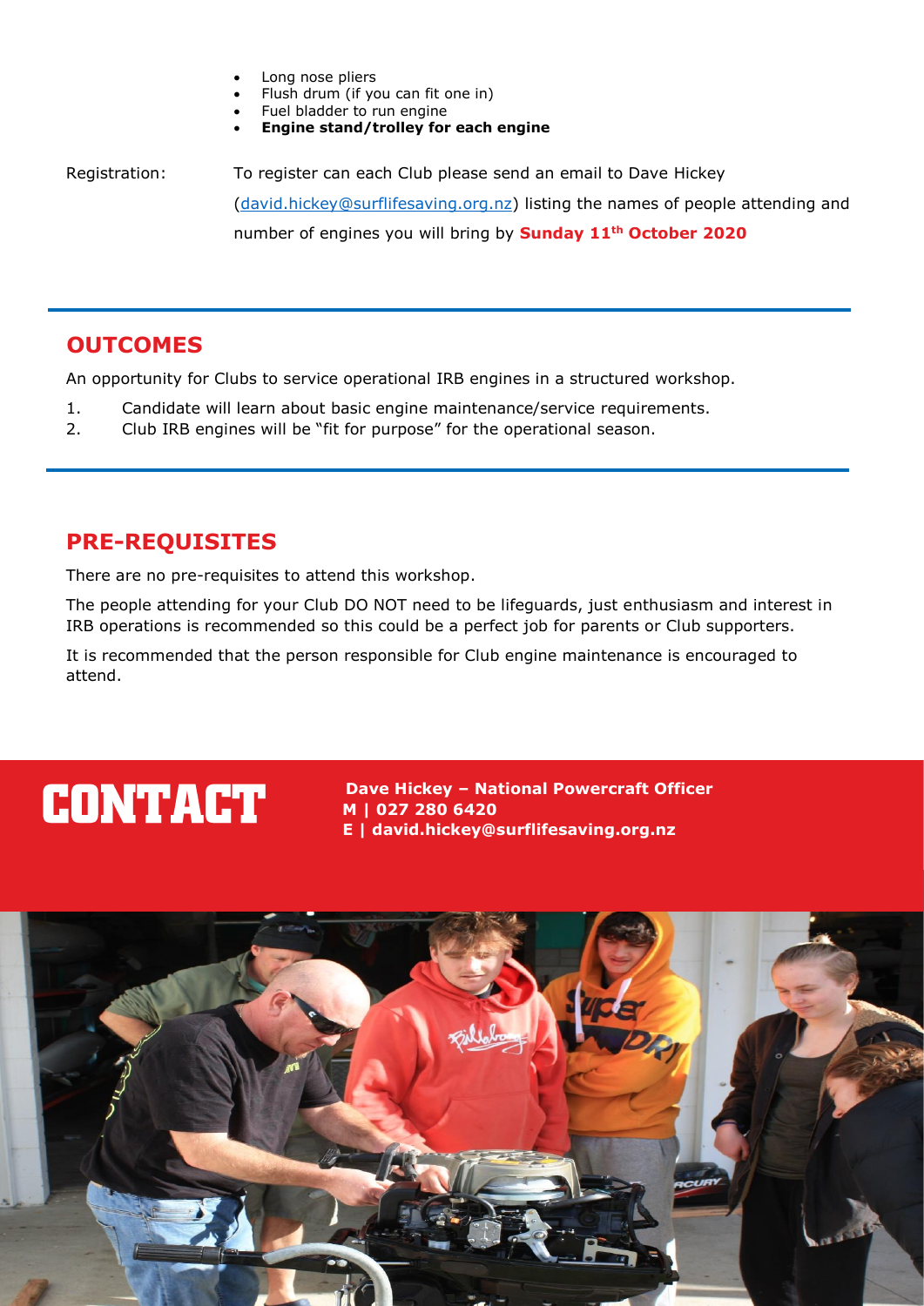- Long nose pliers
- Flush drum (if you can fit one in)
- Fuel bladder to run engine
- **Engine stand/trolley for each engine**

Registration: To register can each Club please send an email to Dave Hickey (david.hickey@surflifesaving.org.nz) listing the names of people attending and number of engines you will bring by **Sunday 11th October 2020**

## OUTCOMES

An opportunity for Clubs to service operational IRB engines in a structured workshop.

1. Candidate will learn about basic engine maintenance/service requirements.
2. Club IRB engines will be "fit for purpose" for the operational season.

## PRE-REQUISITES

There are no pre-requisites to attend this workshop.

The people attending for your Club DO NOT need to be lifeguards, just enthusiasm and interest in IRB operations is recommended so this could be a perfect job for parents or Club supporters.

It is recommended that the person responsible for Club engine maintenance is encouraged to attend.

## CONTACT

**Dave Hickey – National Powercraft Officer**
**M | 027 280 6420**
**E | david.hickey@surflifesaving.org.nz**